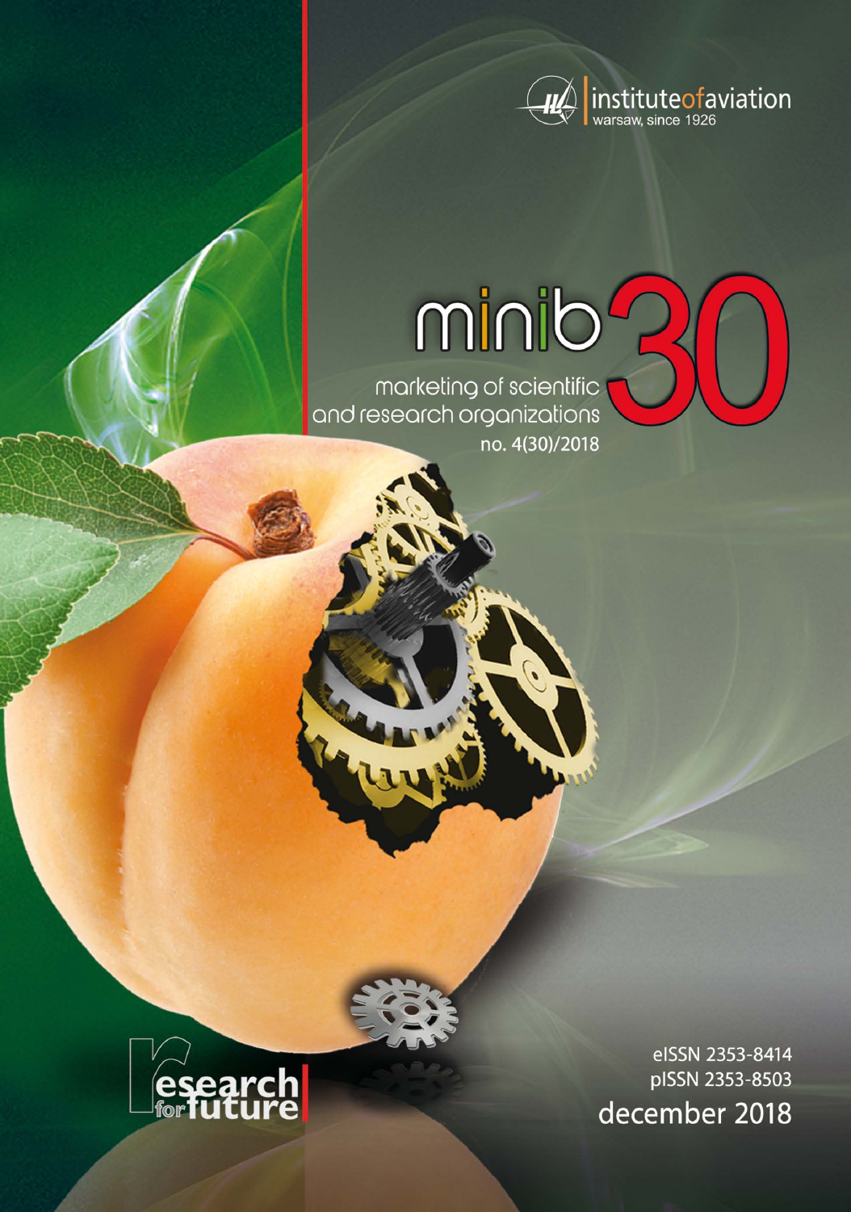institute of aviation
warsaw, since 1926

# minib 30

marketing of scientific and research organizations

no. 4(30)/2018

research for future

eISSN 2353-8414
pISSN 2353-8503

december 2018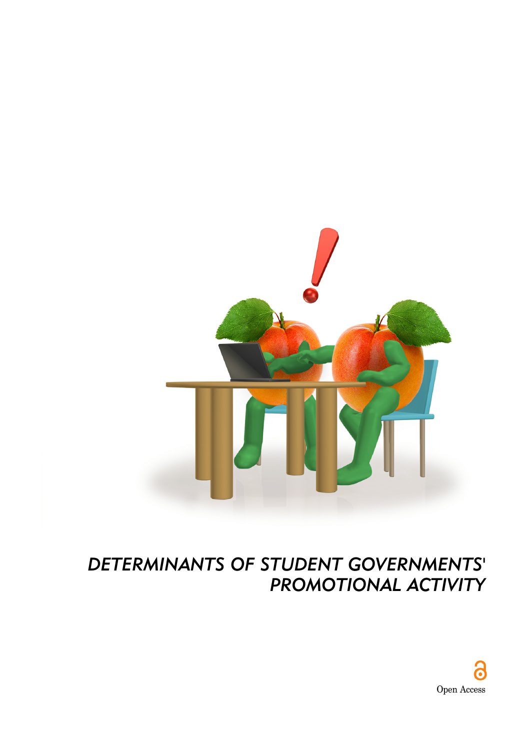*DETERMINANTS OF STUDENT GOVERNMENTS' PROMOTIONAL ACTIVITY*

Open Access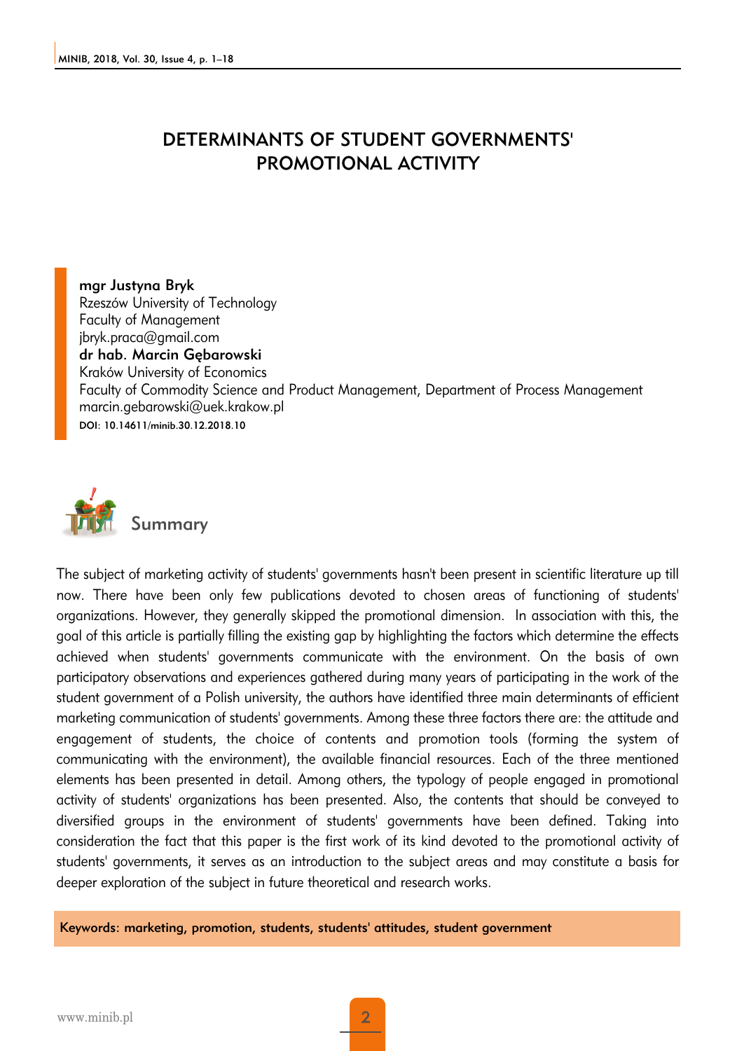# DETERMINANTS OF STUDENT GOVERNMENTS' PROMOTIONAL ACTIVITY

**mgr Justyna Bryk**
Rzeszów University of Technology
Faculty of Management
jbryk.praca@gmail.com
**dr hab. Marcin Gębarowski**
Kraków University of Economics
Faculty of Commodity Science and Product Management, Department of Process Management
marcin.gebarowski@uek.krakow.pl
DOI: 10.14611/minib.30.12.2018.10

## Summary

The subject of marketing activity of students' governments hasn't been present in scientific literature up till now. There have been only few publications devoted to chosen areas of functioning of students' organizations. However, they generally skipped the promotional dimension. In association with this, the goal of this article is partially filling the existing gap by highlighting the factors which determine the effects achieved when students' governments communicate with the environment. On the basis of own participatory observations and experiences gathered during many years of participating in the work of the student government of a Polish university, the authors have identified three main determinants of efficient marketing communication of students' governments. Among these three factors there are: the attitude and engagement of students, the choice of contents and promotion tools (forming the system of communicating with the environment), the available financial resources. Each of the three mentioned elements has been presented in detail. Among others, the typology of people engaged in promotional activity of students' organizations has been presented. Also, the contents that should be conveyed to diversified groups in the environment of students' governments have been defined. Taking into consideration the fact that this paper is the first work of its kind devoted to the promotional activity of students' governments, it serves as an introduction to the subject areas and may constitute a basis for deeper exploration of the subject in future theoretical and research works.

**Keywords: marketing, promotion, students, students' attitudes, student government**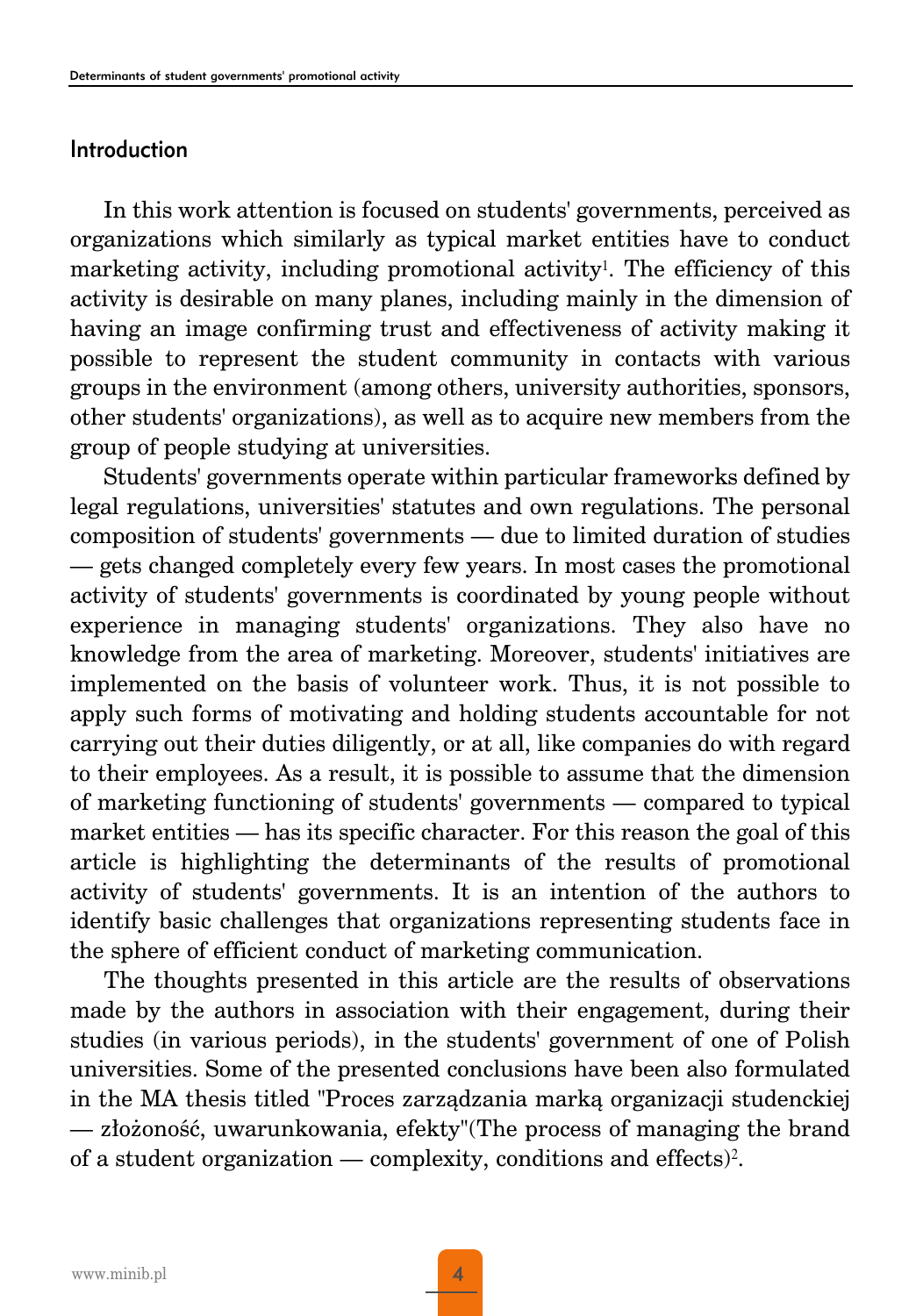## Introduction

In this work attention is focused on students' governments, perceived as organizations which similarly as typical market entities have to conduct marketing activity, including promotional activity[1]. The efficiency of this activity is desirable on many planes, including mainly in the dimension of having an image confirming trust and effectiveness of activity making it possible to represent the student community in contacts with various groups in the environment (among others, university authorities, sponsors, other students' organizations), as well as to acquire new members from the group of people studying at universities.

Students' governments operate within particular frameworks defined by legal regulations, universities' statutes and own regulations. The personal composition of students' governments — due to limited duration of studies — gets changed completely every few years. In most cases the promotional activity of students' governments is coordinated by young people without experience in managing students' organizations. They also have no knowledge from the area of marketing. Moreover, students' initiatives are implemented on the basis of volunteer work. Thus, it is not possible to apply such forms of motivating and holding students accountable for not carrying out their duties diligently, or at all, like companies do with regard to their employees. As a result, it is possible to assume that the dimension of marketing functioning of students' governments — compared to typical market entities — has its specific character. For this reason the goal of this article is highlighting the determinants of the results of promotional activity of students' governments. It is an intention of the authors to identify basic challenges that organizations representing students face in the sphere of efficient conduct of marketing communication.

The thoughts presented in this article are the results of observations made by the authors in association with their engagement, during their studies (in various periods), in the students' government of one of Polish universities. Some of the presented conclusions have been also formulated in the MA thesis titled "Proces zarządzania marką organizacji studenckiej — złożoność, uwarunkowania, efekty"(The process of managing the brand of a student organization — complexity, conditions and effects)[2].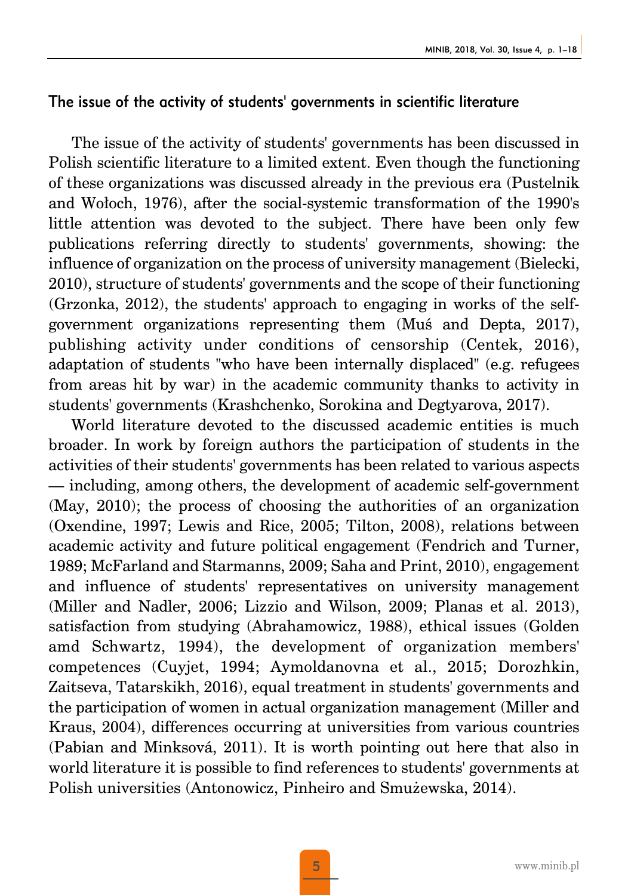## The issue of the activity of students' governments in scientific literature

The issue of the activity of students' governments has been discussed in Polish scientific literature to a limited extent. Even though the functioning of these organizations was discussed already in the previous era (Pustelnik and Wołoch, 1976), after the social-systemic transformation of the 1990's little attention was devoted to the subject. There have been only few publications referring directly to students' governments, showing: the influence of organization on the process of university management (Bielecki, 2010), structure of students' governments and the scope of their functioning (Grzonka, 2012), the students' approach to engaging in works of the self-government organizations representing them (Muś and Depta, 2017), publishing activity under conditions of censorship (Centek, 2016), adaptation of students "who have been internally displaced" (e.g. refugees from areas hit by war) in the academic community thanks to activity in students' governments (Krashchenko, Sorokina and Degtyarova, 2017).

World literature devoted to the discussed academic entities is much broader. In work by foreign authors the participation of students in the activities of their students' governments has been related to various aspects — including, among others, the development of academic self-government (May, 2010); the process of choosing the authorities of an organization (Oxendine, 1997; Lewis and Rice, 2005; Tilton, 2008), relations between academic activity and future political engagement (Fendrich and Turner, 1989; McFarland and Starmanns, 2009; Saha and Print, 2010), engagement and influence of students' representatives on university management (Miller and Nadler, 2006; Lizzio and Wilson, 2009; Planas et al. 2013), satisfaction from studying (Abrahamowicz, 1988), ethical issues (Golden amd Schwartz, 1994), the development of organization members' competences (Cuyjet, 1994; Aymoldanovna et al., 2015; Dorozhkin, Zaitseva, Tatarskikh, 2016), equal treatment in students' governments and the participation of women in actual organization management (Miller and Kraus, 2004), differences occurring at universities from various countries (Pabian and Minksová, 2011). It is worth pointing out here that also in world literature it is possible to find references to students' governments at Polish universities (Antonowicz, Pinheiro and Smużewska, 2014).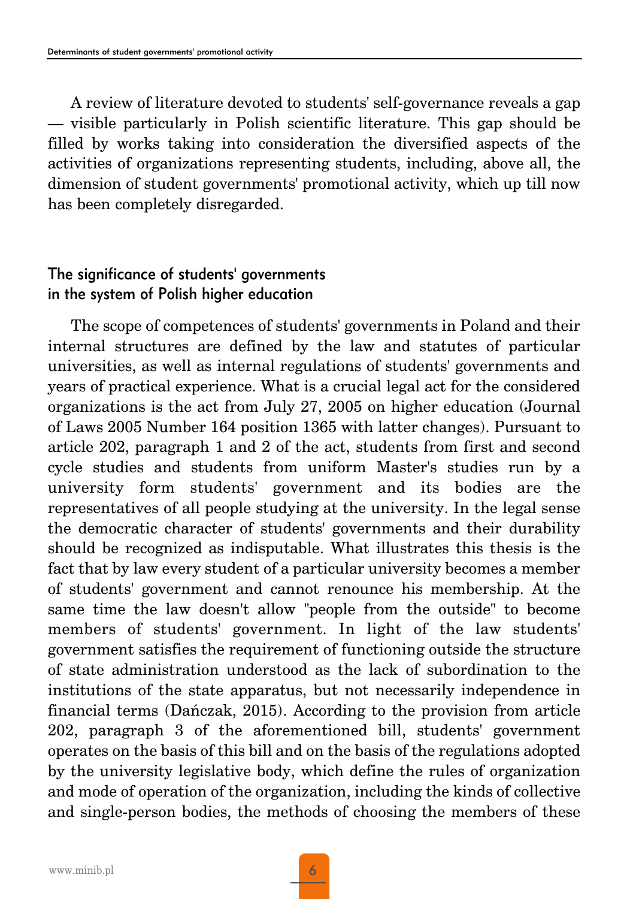A review of literature devoted to students' self-governance reveals a gap — visible particularly in Polish scientific literature. This gap should be filled by works taking into consideration the diversified aspects of the activities of organizations representing students, including, above all, the dimension of student governments' promotional activity, which up till now has been completely disregarded.

## The significance of students' governments in the system of Polish higher education

The scope of competences of students' governments in Poland and their internal structures are defined by the law and statutes of particular universities, as well as internal regulations of students' governments and years of practical experience. What is a crucial legal act for the considered organizations is the act from July 27, 2005 on higher education (Journal of Laws 2005 Number 164 position 1365 with latter changes). Pursuant to article 202, paragraph 1 and 2 of the act, students from first and second cycle studies and students from uniform Master's studies run by a university form students' government and its bodies are the representatives of all people studying at the university. In the legal sense the democratic character of students' governments and their durability should be recognized as indisputable. What illustrates this thesis is the fact that by law every student of a particular university becomes a member of students' government and cannot renounce his membership. At the same time the law doesn't allow "people from the outside" to become members of students' government. In light of the law students' government satisfies the requirement of functioning outside the structure of state administration understood as the lack of subordination to the institutions of the state apparatus, but not necessarily independence in financial terms (Dańczak, 2015). According to the provision from article 202, paragraph 3 of the aforementioned bill, students' government operates on the basis of this bill and on the basis of the regulations adopted by the university legislative body, which define the rules of organization and mode of operation of the organization, including the kinds of collective and single-person bodies, the methods of choosing the members of these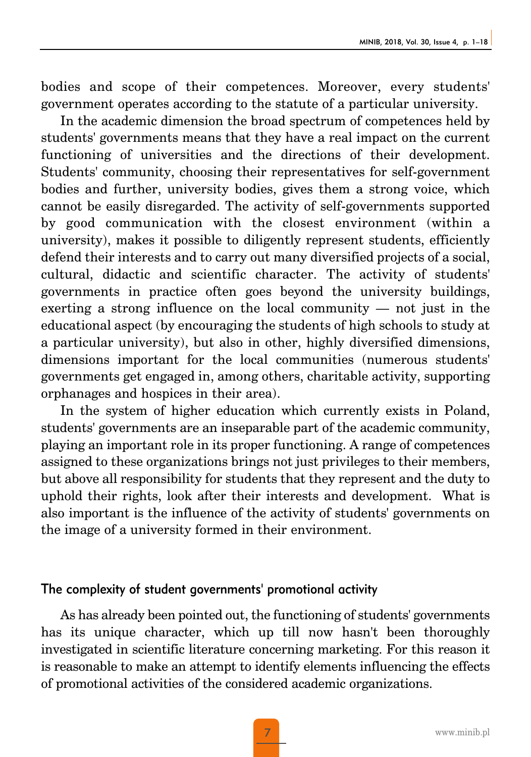bodies and scope of their competences. Moreover, every students' government operates according to the statute of a particular university.

In the academic dimension the broad spectrum of competences held by students' governments means that they have a real impact on the current functioning of universities and the directions of their development. Students' community, choosing their representatives for self-government bodies and further, university bodies, gives them a strong voice, which cannot be easily disregarded. The activity of self-governments supported by good communication with the closest environment (within a university), makes it possible to diligently represent students, efficiently defend their interests and to carry out many diversified projects of a social, cultural, didactic and scientific character. The activity of students' governments in practice often goes beyond the university buildings, exerting a strong influence on the local community — not just in the educational aspect (by encouraging the students of high schools to study at a particular university), but also in other, highly diversified dimensions, dimensions important for the local communities (numerous students' governments get engaged in, among others, charitable activity, supporting orphanages and hospices in their area).

In the system of higher education which currently exists in Poland, students' governments are an inseparable part of the academic community, playing an important role in its proper functioning. A range of competences assigned to these organizations brings not just privileges to their members, but above all responsibility for students that they represent and the duty to uphold their rights, look after their interests and development. What is also important is the influence of the activity of students' governments on the image of a university formed in their environment.

## The complexity of student governments' promotional activity

As has already been pointed out, the functioning of students' governments has its unique character, which up till now hasn't been thoroughly investigated in scientific literature concerning marketing. For this reason it is reasonable to make an attempt to identify elements influencing the effects of promotional activities of the considered academic organizations.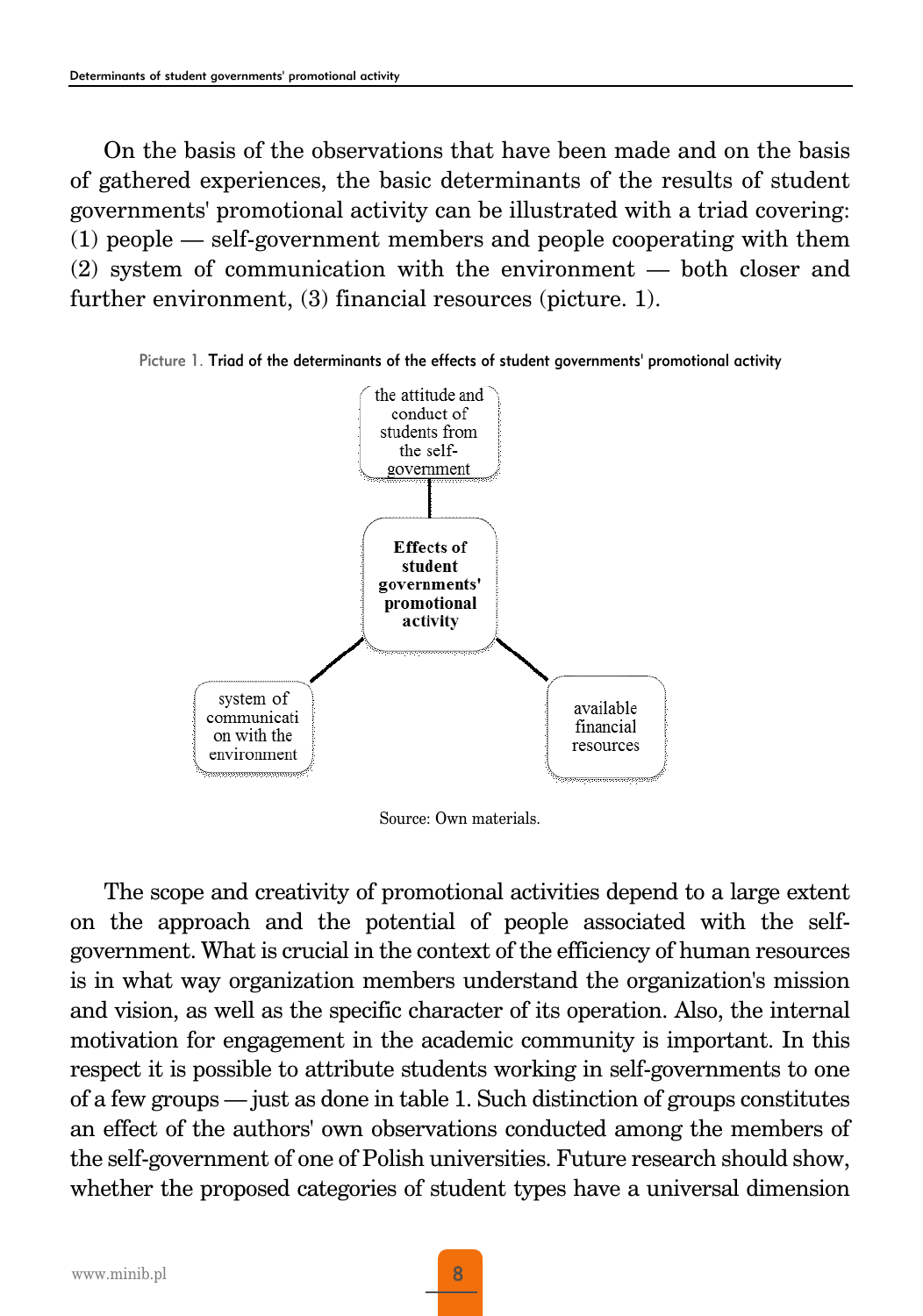On the basis of the observations that have been made and on the basis of gathered experiences, the basic determinants of the results of student governments' promotional activity can be illustrated with a triad covering: (1) people — self-government members and people cooperating with them (2) system of communication with the environment — both closer and further environment, (3) financial resources (picture. 1).

Picture 1. Triad of the determinants of the effects of student governments' promotional activity

the attitude and conduct of students from the self-government

**Effects of student governments' promotional activity**

system of communication with the environment

available financial resources

Source: Own materials.

The scope and creativity of promotional activities depend to a large extent on the approach and the potential of people associated with the self-government. What is crucial in the context of the efficiency of human resources is in what way organization members understand the organization's mission and vision, as well as the specific character of its operation. Also, the internal motivation for engagement in the academic community is important. In this respect it is possible to attribute students working in self-governments to one of a few groups — just as done in table 1. Such distinction of groups constitutes an effect of the authors' own observations conducted among the members of the self-government of one of Polish universities. Future research should show, whether the proposed categories of student types have a universal dimension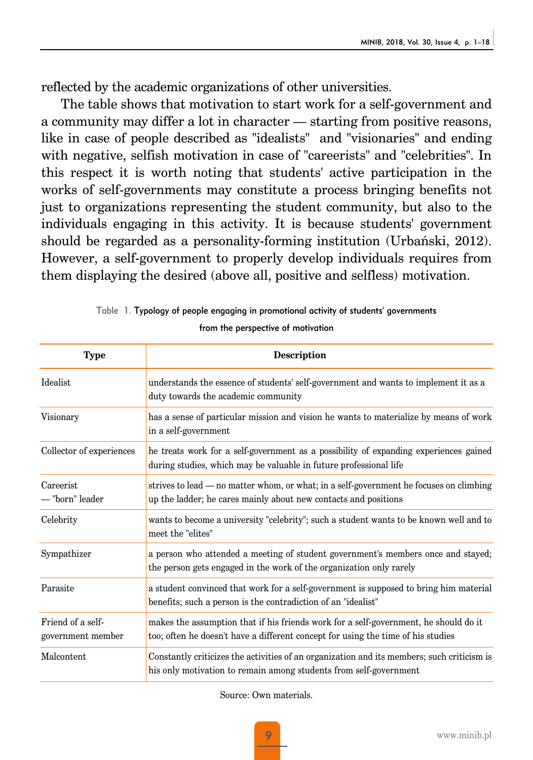reflected by the academic organizations of other universities.

The table shows that motivation to start work for a self-government and a community may differ a lot in character — starting from positive reasons, like in case of people described as "idealists" and "visionaries" and ending with negative, selfish motivation in case of "careerists" and "celebrities". In this respect it is worth noting that students' active participation in the works of self-governments may constitute a process bringing benefits not just to organizations representing the student community, but also to the individuals engaging in this activity. It is because students' government should be regarded as a personality-forming institution (Urbański, 2012). However, a self-government to properly develop individuals requires from them displaying the desired (above all, positive and selfless) motivation.

Table 1. Typology of people engaging in promotional activity of students' governments from the perspective of motivation

| Type | Description |
|---|---|
| Idealist | understands the essence of students' self-government and wants to implement it as a duty towards the academic community |
| Visionary | has a sense of particular mission and vision he wants to materialize by means of work in a self-government |
| Collector of experiences | he treats work for a self-government as a possibility of expanding experiences gained during studies, which may be valuable in future professional life |
| Careerist — "born" leader | strives to lead — no matter whom, or what; in a self-government he focuses on climbing up the ladder; he cares mainly about new contacts and positions |
| Celebrity | wants to become a university "celebrity"; such a student wants to be known well and to meet the "elites" |
| Sympathizer | a person who attended a meeting of student government's members once and stayed; the person gets engaged in the work of the organization only rarely |
| Parasite | a student convinced that work for a self-government is supposed to bring him material benefits; such a person is the contradiction of an "idealist" |
| Friend of a self-government member | makes the assumption that if his friends work for a self-government, he should do it too; often he doesn't have a different concept for using the time of his studies |
| Malcontent | Constantly criticizes the activities of an organization and its members; such criticism is his only motivation to remain among students from self-government |

Source: Own materials.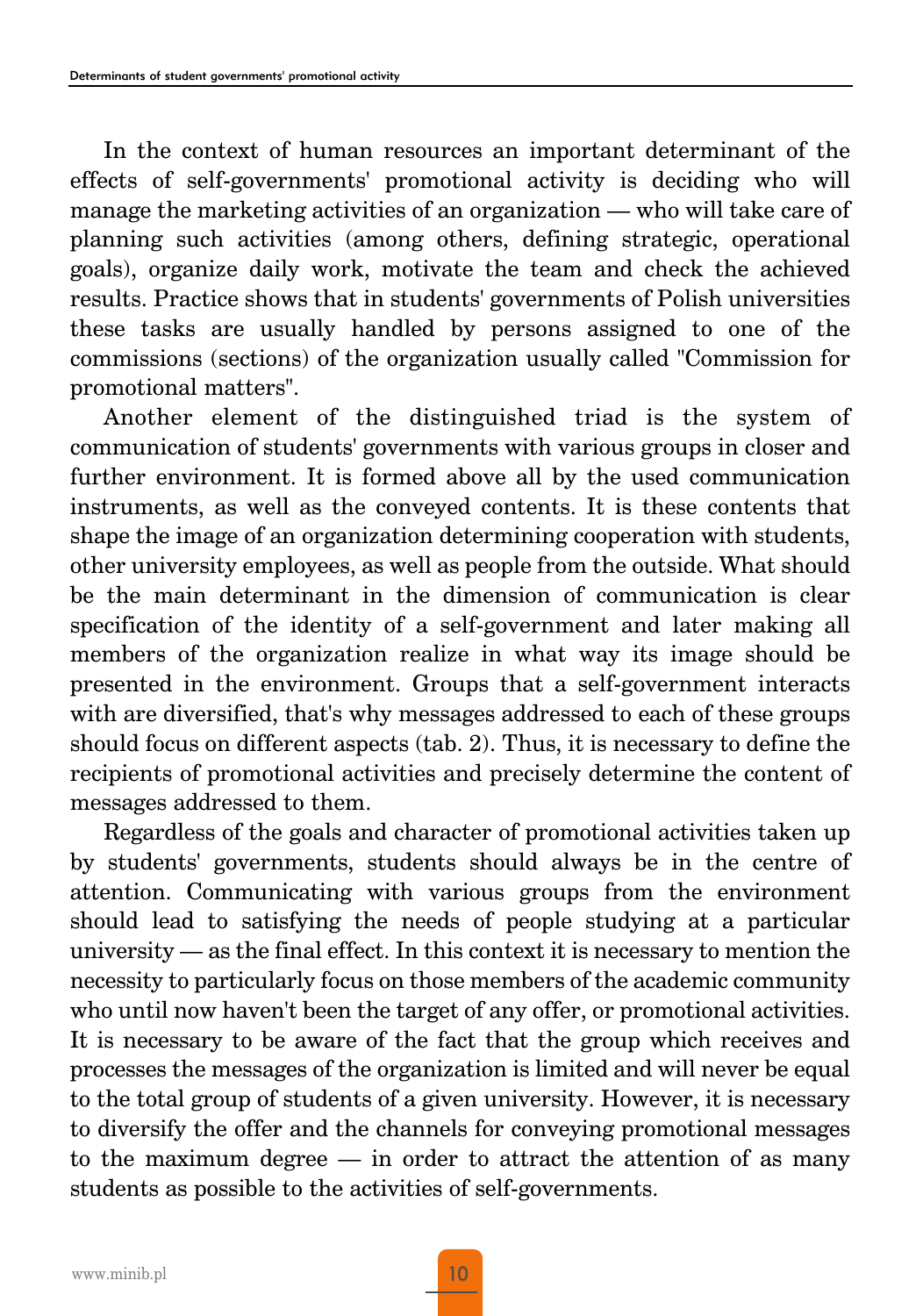In the context of human resources an important determinant of the effects of self-governments' promotional activity is deciding who will manage the marketing activities of an organization — who will take care of planning such activities (among others, defining strategic, operational goals), organize daily work, motivate the team and check the achieved results. Practice shows that in students' governments of Polish universities these tasks are usually handled by persons assigned to one of the commissions (sections) of the organization usually called "Commission for promotional matters".

Another element of the distinguished triad is the system of communication of students' governments with various groups in closer and further environment. It is formed above all by the used communication instruments, as well as the conveyed contents. It is these contents that shape the image of an organization determining cooperation with students, other university employees, as well as people from the outside. What should be the main determinant in the dimension of communication is clear specification of the identity of a self-government and later making all members of the organization realize in what way its image should be presented in the environment. Groups that a self-government interacts with are diversified, that's why messages addressed to each of these groups should focus on different aspects (tab. 2). Thus, it is necessary to define the recipients of promotional activities and precisely determine the content of messages addressed to them.

Regardless of the goals and character of promotional activities taken up by students' governments, students should always be in the centre of attention. Communicating with various groups from the environment should lead to satisfying the needs of people studying at a particular university — as the final effect. In this context it is necessary to mention the necessity to particularly focus on those members of the academic community who until now haven't been the target of any offer, or promotional activities. It is necessary to be aware of the fact that the group which receives and processes the messages of the organization is limited and will never be equal to the total group of students of a given university. However, it is necessary to diversify the offer and the channels for conveying promotional messages to the maximum degree — in order to attract the attention of as many students as possible to the activities of self-governments.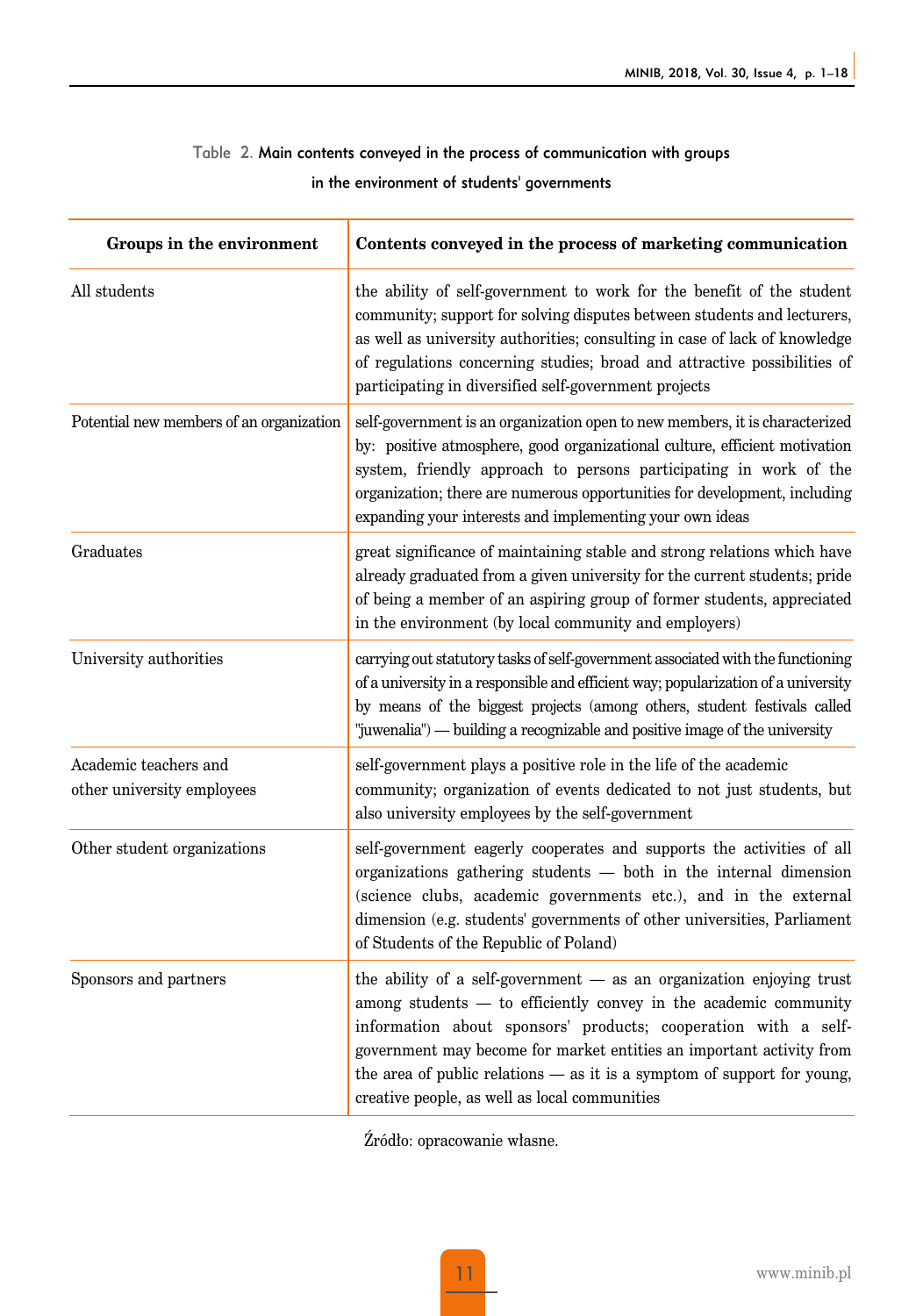Table 2. Main contents conveyed in the process of communication with groups in the environment of students' governments

| Groups in the environment | Contents conveyed in the process of marketing communication |
|---|---|
| All students | the ability of self-government to work for the benefit of the student community; support for solving disputes between students and lecturers, as well as university authorities; consulting in case of lack of knowledge of regulations concerning studies; broad and attractive possibilities of participating in diversified self-government projects |
| Potential new members of an organization | self-government is an organization open to new members, it is characterized by: positive atmosphere, good organizational culture, efficient motivation system, friendly approach to persons participating in work of the organization; there are numerous opportunities for development, including expanding your interests and implementing your own ideas |
| Graduates | great significance of maintaining stable and strong relations which have already graduated from a given university for the current students; pride of being a member of an aspiring group of former students, appreciated in the environment (by local community and employers) |
| University authorities | carrying out statutory tasks of self-government associated with the functioning of a university in a responsible and efficient way; popularization of a university by means of the biggest projects (among others, student festivals called "juwenalia") — building a recognizable and positive image of the university |
| Academic teachers and other university employees | self-government plays a positive role in the life of the academic community; organization of events dedicated to not just students, but also university employees by the self-government |
| Other student organizations | self-government eagerly cooperates and supports the activities of all organizations gathering students — both in the internal dimension (science clubs, academic governments etc.), and in the external dimension (e.g. students' governments of other universities, Parliament of Students of the Republic of Poland) |
| Sponsors and partners | the ability of a self-government — as an organization enjoying trust among students — to efficiently convey in the academic community information about sponsors' products; cooperation with a self-government may become for market entities an important activity from the area of public relations — as it is a symptom of support for young, creative people, as well as local communities |

Źródło: opracowanie własne.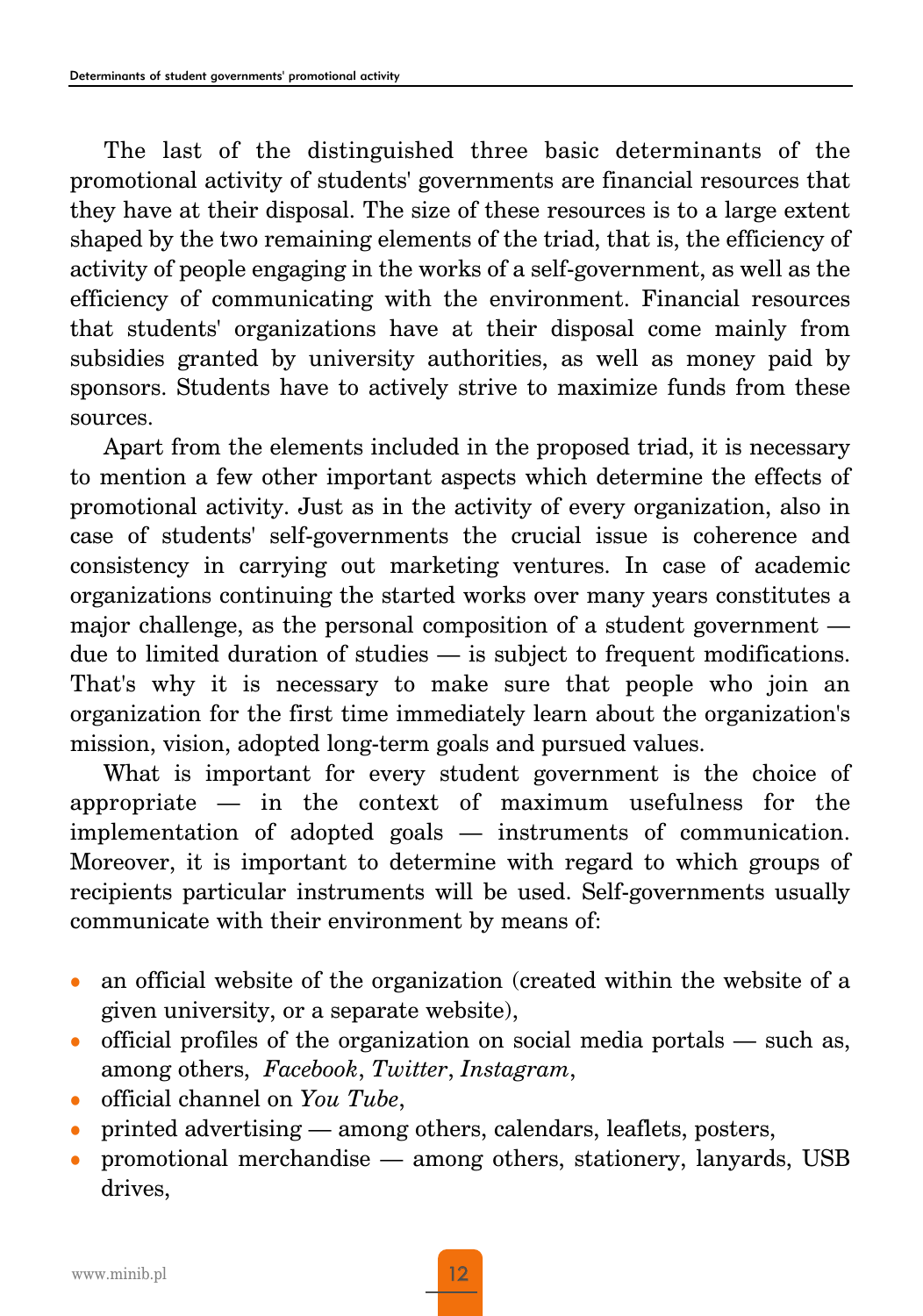The last of the distinguished three basic determinants of the promotional activity of students' governments are financial resources that they have at their disposal. The size of these resources is to a large extent shaped by the two remaining elements of the triad, that is, the efficiency of activity of people engaging in the works of a self-government, as well as the efficiency of communicating with the environment. Financial resources that students' organizations have at their disposal come mainly from subsidies granted by university authorities, as well as money paid by sponsors. Students have to actively strive to maximize funds from these sources.

Apart from the elements included in the proposed triad, it is necessary to mention a few other important aspects which determine the effects of promotional activity. Just as in the activity of every organization, also in case of students' self-governments the crucial issue is coherence and consistency in carrying out marketing ventures. In case of academic organizations continuing the started works over many years constitutes a major challenge, as the personal composition of a student government — due to limited duration of studies — is subject to frequent modifications. That's why it is necessary to make sure that people who join an organization for the first time immediately learn about the organization's mission, vision, adopted long-term goals and pursued values.

What is important for every student government is the choice of appropriate — in the context of maximum usefulness for the implementation of adopted goals — instruments of communication. Moreover, it is important to determine with regard to which groups of recipients particular instruments will be used. Self-governments usually communicate with their environment by means of:

- an official website of the organization (created within the website of a given university, or a separate website),
- official profiles of the organization on social media portals — such as, among others, *Facebook*, *Twitter*, *Instagram*,
- official channel on *You Tube*,
- printed advertising — among others, calendars, leaflets, posters,
- promotional merchandise — among others, stationery, lanyards, USB drives,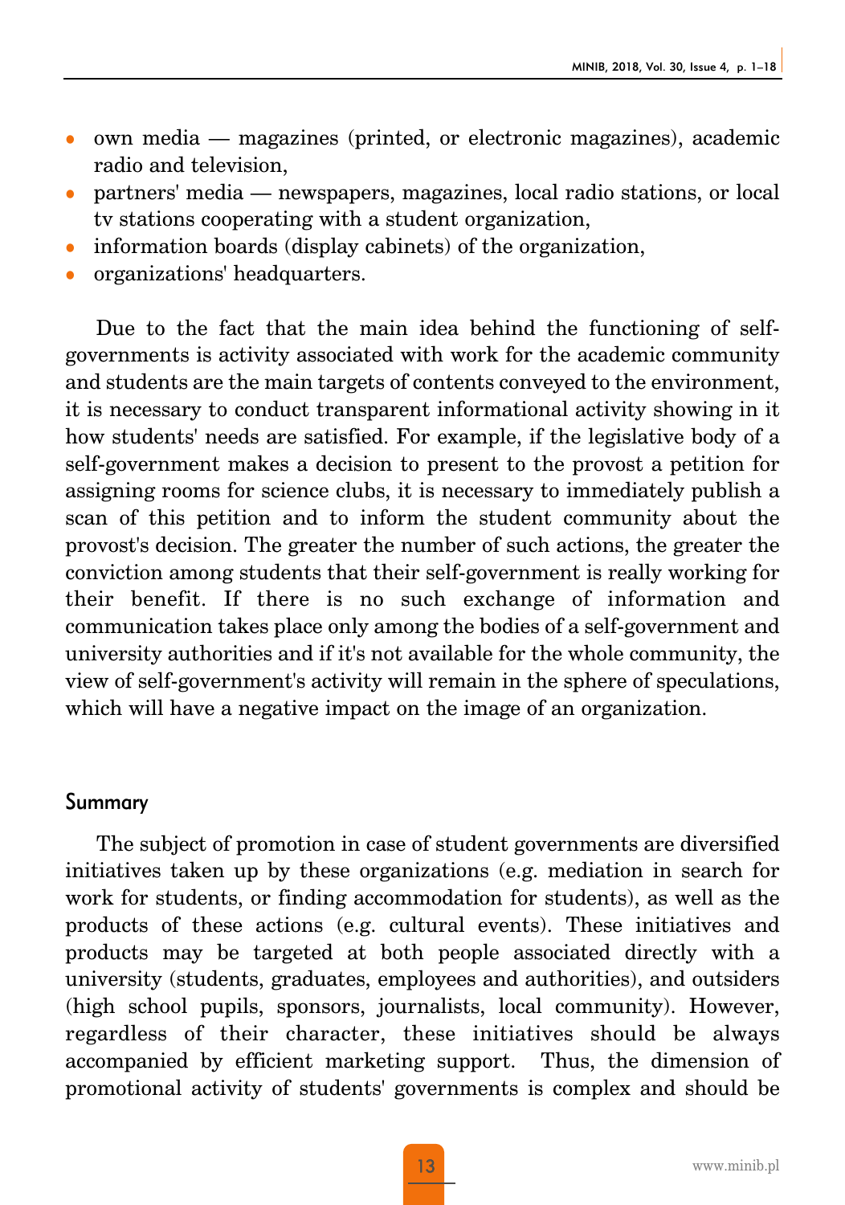- own media — magazines (printed, or electronic magazines), academic radio and television,
- partners' media — newspapers, magazines, local radio stations, or local tv stations cooperating with a student organization,
- information boards (display cabinets) of the organization,
- organizations' headquarters.

Due to the fact that the main idea behind the functioning of self-governments is activity associated with work for the academic community and students are the main targets of contents conveyed to the environment, it is necessary to conduct transparent informational activity showing in it how students' needs are satisfied. For example, if the legislative body of a self-government makes a decision to present to the provost a petition for assigning rooms for science clubs, it is necessary to immediately publish a scan of this petition and to inform the student community about the provost's decision. The greater the number of such actions, the greater the conviction among students that their self-government is really working for their benefit. If there is no such exchange of information and communication takes place only among the bodies of a self-government and university authorities and if it's not available for the whole community, the view of self-government's activity will remain in the sphere of speculations, which will have a negative impact on the image of an organization.

## Summary

The subject of promotion in case of student governments are diversified initiatives taken up by these organizations (e.g. mediation in search for work for students, or finding accommodation for students), as well as the products of these actions (e.g. cultural events). These initiatives and products may be targeted at both people associated directly with a university (students, graduates, employees and authorities), and outsiders (high school pupils, sponsors, journalists, local community). However, regardless of their character, these initiatives should be always accompanied by efficient marketing support. Thus, the dimension of promotional activity of students' governments is complex and should be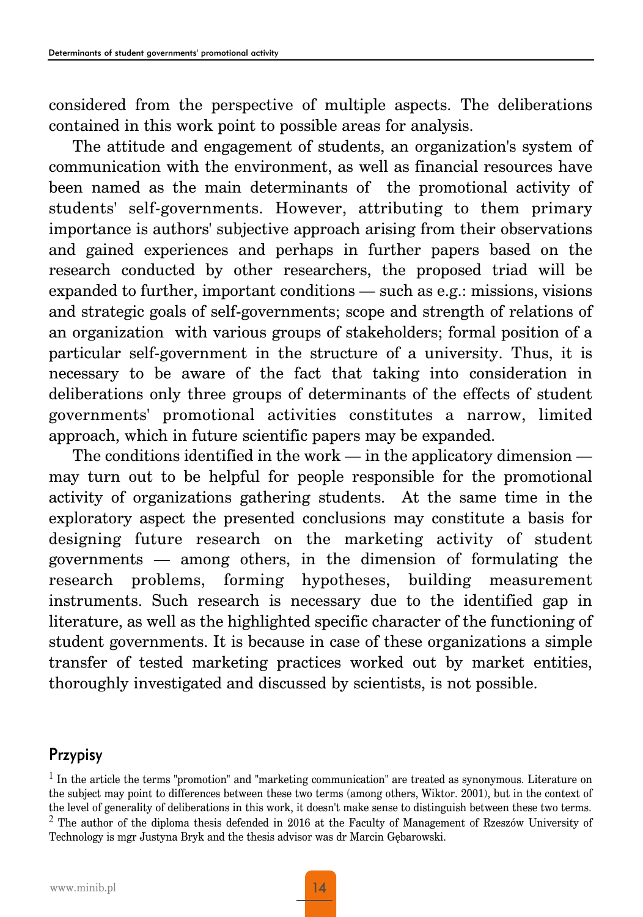considered from the perspective of multiple aspects. The deliberations contained in this work point to possible areas for analysis.

The attitude and engagement of students, an organization's system of communication with the environment, as well as financial resources have been named as the main determinants of the promotional activity of students' self-governments. However, attributing to them primary importance is authors' subjective approach arising from their observations and gained experiences and perhaps in further papers based on the research conducted by other researchers, the proposed triad will be expanded to further, important conditions — such as e.g.: missions, visions and strategic goals of self-governments; scope and strength of relations of an organization with various groups of stakeholders; formal position of a particular self-government in the structure of a university. Thus, it is necessary to be aware of the fact that taking into consideration in deliberations only three groups of determinants of the effects of student governments' promotional activities constitutes a narrow, limited approach, which in future scientific papers may be expanded.

The conditions identified in the work — in the applicatory dimension — may turn out to be helpful for people responsible for the promotional activity of organizations gathering students. At the same time in the exploratory aspect the presented conclusions may constitute a basis for designing future research on the marketing activity of student governments — among others, in the dimension of formulating the research problems, forming hypotheses, building measurement instruments. Such research is necessary due to the identified gap in literature, as well as the highlighted specific character of the functioning of student governments. It is because in case of these organizations a simple transfer of tested marketing practices worked out by market entities, thoroughly investigated and discussed by scientists, is not possible.

## Przypisy

[1] In the article the terms "promotion" and "marketing communication" are treated as synonymous. Literature on the subject may point to differences between these two terms (among others, Wiktor. 2001), but in the context of the level of generality of deliberations in this work, it doesn't make sense to distinguish between these two terms.

[2] The author of the diploma thesis defended in 2016 at the Faculty of Management of Rzeszów University of Technology is mgr Justyna Bryk and the thesis advisor was dr Marcin Gębarowski.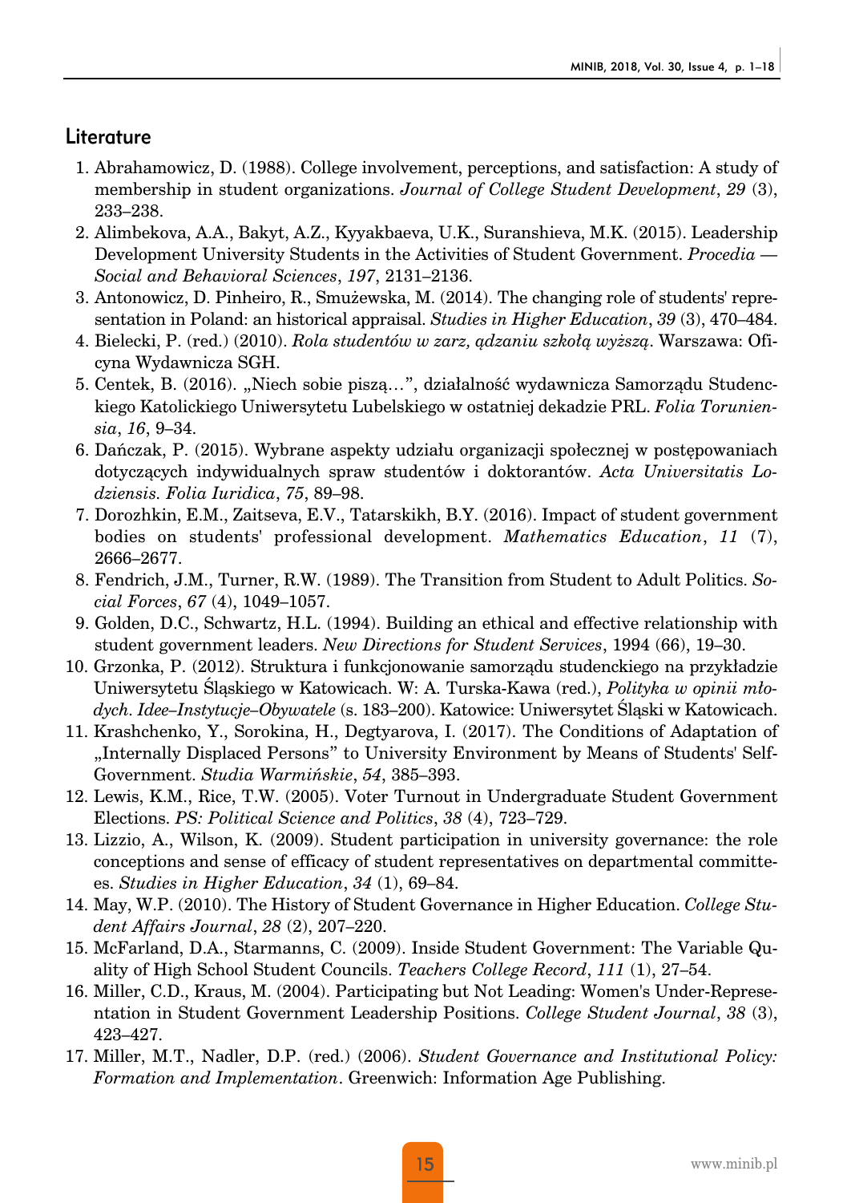## Literature

1. Abrahamowicz, D. (1988). College involvement, perceptions, and satisfaction: A study of membership in student organizations. *Journal of College Student Development*, *29* (3), 233–238.
2. Alimbekova, A.A., Bakyt, A.Z., Kyyakbaeva, U.K., Suranshieva, M.K. (2015). Leadership Development University Students in the Activities of Student Government. *Procedia — Social and Behavioral Sciences*, *197*, 2131–2136.
3. Antonowicz, D. Pinheiro, R., Smużewska, M. (2014). The changing role of students' representation in Poland: an historical appraisal. *Studies in Higher Education*, *39* (3), 470–484.
4. Bielecki, P. (red.) (2010). *Rola studentów w zarz, ądzaniu szkołą wyższą*. Warszawa: Oficyna Wydawnicza SGH.
5. Centek, B. (2016). „Niech sobie piszą…", działalność wydawnicza Samorządu Studenckiego Katolickiego Uniwersytetu Lubelskiego w ostatniej dekadzie PRL. *Folia Toruniensia*, *16*, 9–34.
6. Dańczak, P. (2015). Wybrane aspekty udziału organizacji społecznej w postępowaniach dotyczących indywidualnych spraw studentów i doktorantów. *Acta Universitatis Lodziensis. Folia Iuridica*, *75*, 89–98.
7. Dorozhkin, E.M., Zaitseva, E.V., Tatarskikh, B.Y. (2016). Impact of student government bodies on students' professional development. *Mathematics Education*, *11* (7), 2666–2677.
8. Fendrich, J.M., Turner, R.W. (1989). The Transition from Student to Adult Politics. *Social Forces*, *67* (4), 1049–1057.
9. Golden, D.C., Schwartz, H.L. (1994). Building an ethical and effective relationship with student government leaders. *New Directions for Student Services*, 1994 (66), 19–30.
10. Grzonka, P. (2012). Struktura i funkcjonowanie samorządu studenckiego na przykładzie Uniwersytetu Śląskiego w Katowicach. W: A. Turska-Kawa (red.), *Polityka w opinii młodych. Idee–Instytucje–Obywatele* (s. 183–200). Katowice: Uniwersytet Śląski w Katowicach.
11. Krashchenko, Y., Sorokina, H., Degtyarova, I. (2017). The Conditions of Adaptation of „Internally Displaced Persons" to University Environment by Means of Students' Self-Government. *Studia Warmińskie*, *54*, 385–393.
12. Lewis, K.M., Rice, T.W. (2005). Voter Turnout in Undergraduate Student Government Elections. *PS: Political Science and Politics*, *38* (4), 723–729.
13. Lizzio, A., Wilson, K. (2009). Student participation in university governance: the role conceptions and sense of efficacy of student representatives on departmental committees. *Studies in Higher Education*, *34* (1), 69–84.
14. May, W.P. (2010). The History of Student Governance in Higher Education. *College Student Affairs Journal*, *28* (2), 207–220.
15. McFarland, D.A., Starmanns, C. (2009). Inside Student Government: The Variable Quality of High School Student Councils. *Teachers College Record*, *111* (1), 27–54.
16. Miller, C.D., Kraus, M. (2004). Participating but Not Leading: Women's Under-Representation in Student Government Leadership Positions. *College Student Journal*, *38* (3), 423–427.
17. Miller, M.T., Nadler, D.P. (red.) (2006). *Student Governance and Institutional Policy: Formation and Implementation*. Greenwich: Information Age Publishing.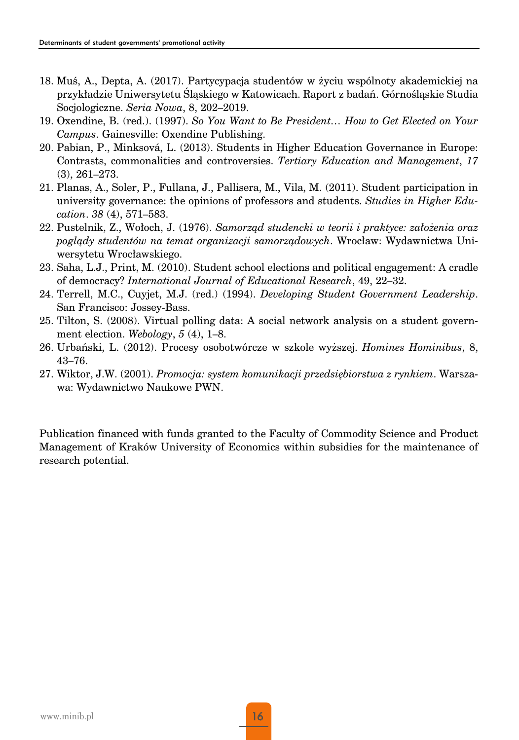18. Muś, A., Depta, A. (2017). Partycypacja studentów w życiu wspólnoty akademickiej na przykładzie Uniwersytetu Śląskiego w Katowicach. Raport z badań. Górnośląskie Studia Socjologiczne. *Seria Nowa*, 8, 202–2019.
19. Oxendine, B. (red.). (1997). *So You Want to Be President… How to Get Elected on Your Campus*. Gainesville: Oxendine Publishing.
20. Pabian, P., Minksová, L. (2013). Students in Higher Education Governance in Europe: Contrasts, commonalities and controversies. *Tertiary Education and Management*, *17* (3), 261–273.
21. Planas, A., Soler, P., Fullana, J., Pallisera, M., Vila, M. (2011). Student participation in university governance: the opinions of professors and students. *Studies in Higher Education*. *38* (4), 571–583.
22. Pustelnik, Z., Wołoch, J. (1976). *Samorząd studencki w teorii i praktyce: założenia oraz poglądy studentów na temat organizacji samorządowych*. Wrocław: Wydawnictwa Uniwersytetu Wrocławskiego.
23. Saha, L.J., Print, M. (2010). Student school elections and political engagement: A cradle of democracy? *International Journal of Educational Research*, 49, 22–32.
24. Terrell, M.C., Cuyjet, M.J. (red.) (1994). *Developing Student Government Leadership*. San Francisco: Jossey-Bass.
25. Tilton, S. (2008). Virtual polling data: A social network analysis on a student government election. *Webology*, *5* (4), 1–8.
26. Urbański, L. (2012). Procesy osobotwórcze w szkole wyższej. *Homines Hominibus*, 8, 43–76.
27. Wiktor, J.W. (2001). *Promocja: system komunikacji przedsiębiorstwa z rynkiem*. Warszawa: Wydawnictwo Naukowe PWN.

Publication financed with funds granted to the Faculty of Commodity Science and Product Management of Kraków University of Economics within subsidies for the maintenance of research potential.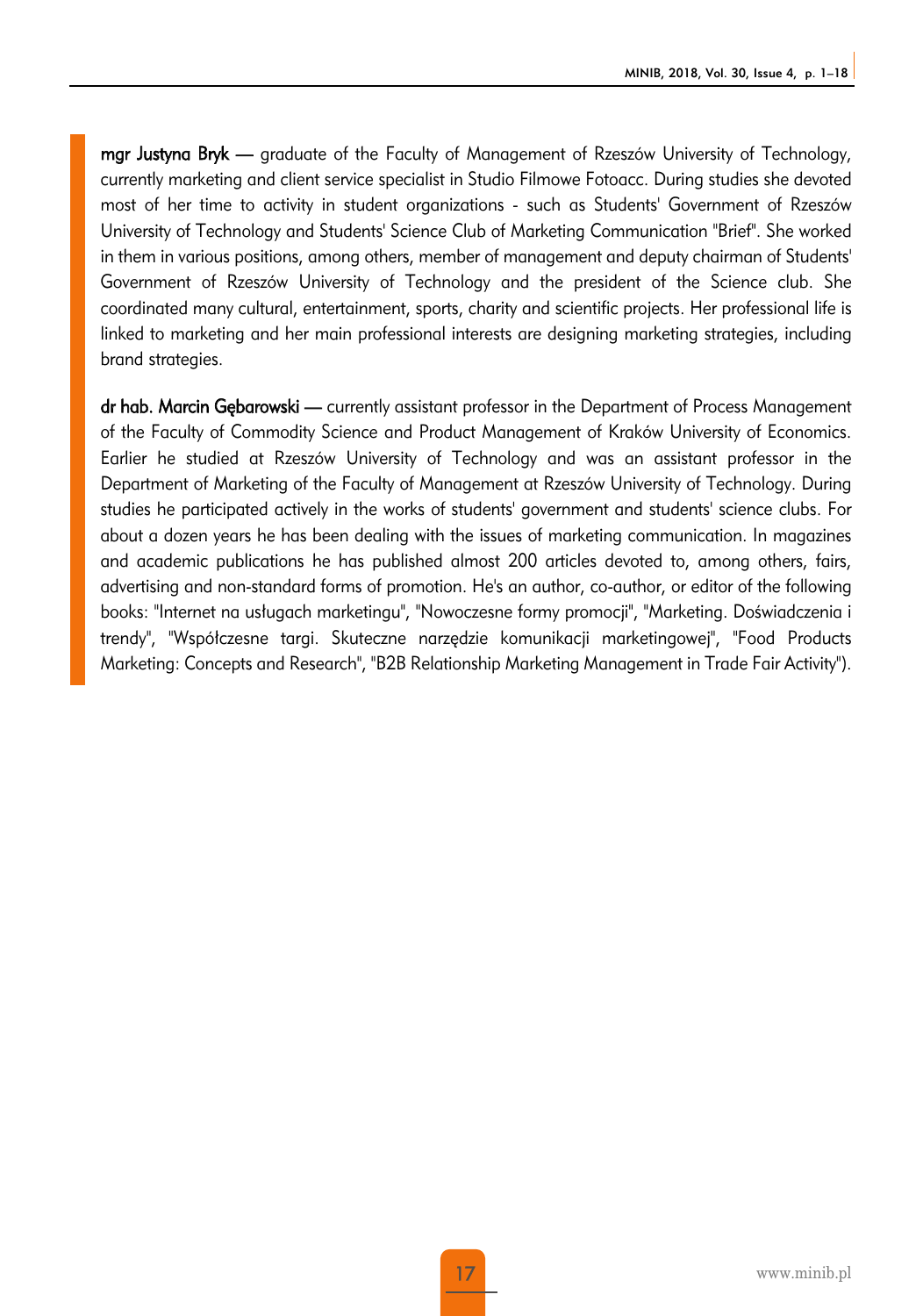**mgr Justyna Bryk** — graduate of the Faculty of Management of Rzeszów University of Technology, currently marketing and client service specialist in Studio Filmowe Fotoacc. During studies she devoted most of her time to activity in student organizations - such as Students' Government of Rzeszów University of Technology and Students' Science Club of Marketing Communication "Brief". She worked in them in various positions, among others, member of management and deputy chairman of Students' Government of Rzeszów University of Technology and the president of the Science club. She coordinated many cultural, entertainment, sports, charity and scientific projects. Her professional life is linked to marketing and her main professional interests are designing marketing strategies, including brand strategies.

**dr hab. Marcin Gębarowski** — currently assistant professor in the Department of Process Management of the Faculty of Commodity Science and Product Management of Kraków University of Economics. Earlier he studied at Rzeszów University of Technology and was an assistant professor in the Department of Marketing of the Faculty of Management at Rzeszów University of Technology. During studies he participated actively in the works of students' government and students' science clubs. For about a dozen years he has been dealing with the issues of marketing communication. In magazines and academic publications he has published almost 200 articles devoted to, among others, fairs, advertising and non-standard forms of promotion. He's an author, co-author, or editor of the following books: "Internet na usługach marketingu", "Nowoczesne formy promocji", "Marketing. Doświadczenia i trendy", "Współczesne targi. Skuteczne narzędzie komunikacji marketingowej", "Food Products Marketing: Concepts and Research", "B2B Relationship Marketing Management in Trade Fair Activity").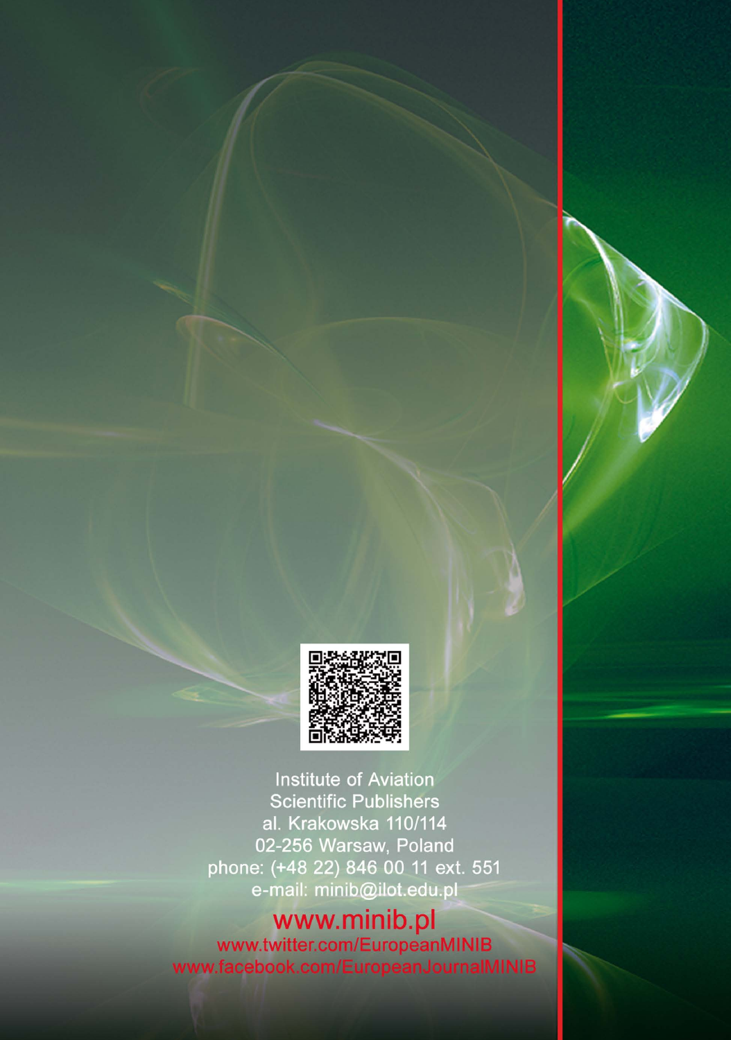Institute of Aviation
Scientific Publishers
al. Krakowska 110/114
02-256 Warsaw, Poland
phone: (+48 22) 846 00 11 ext. 551
e-mail: minib@ilot.edu.pl

www.minib.pl

www.twitter.com/EuropeanMINIB
www.facebook.com/EuropeanJournalMINIB